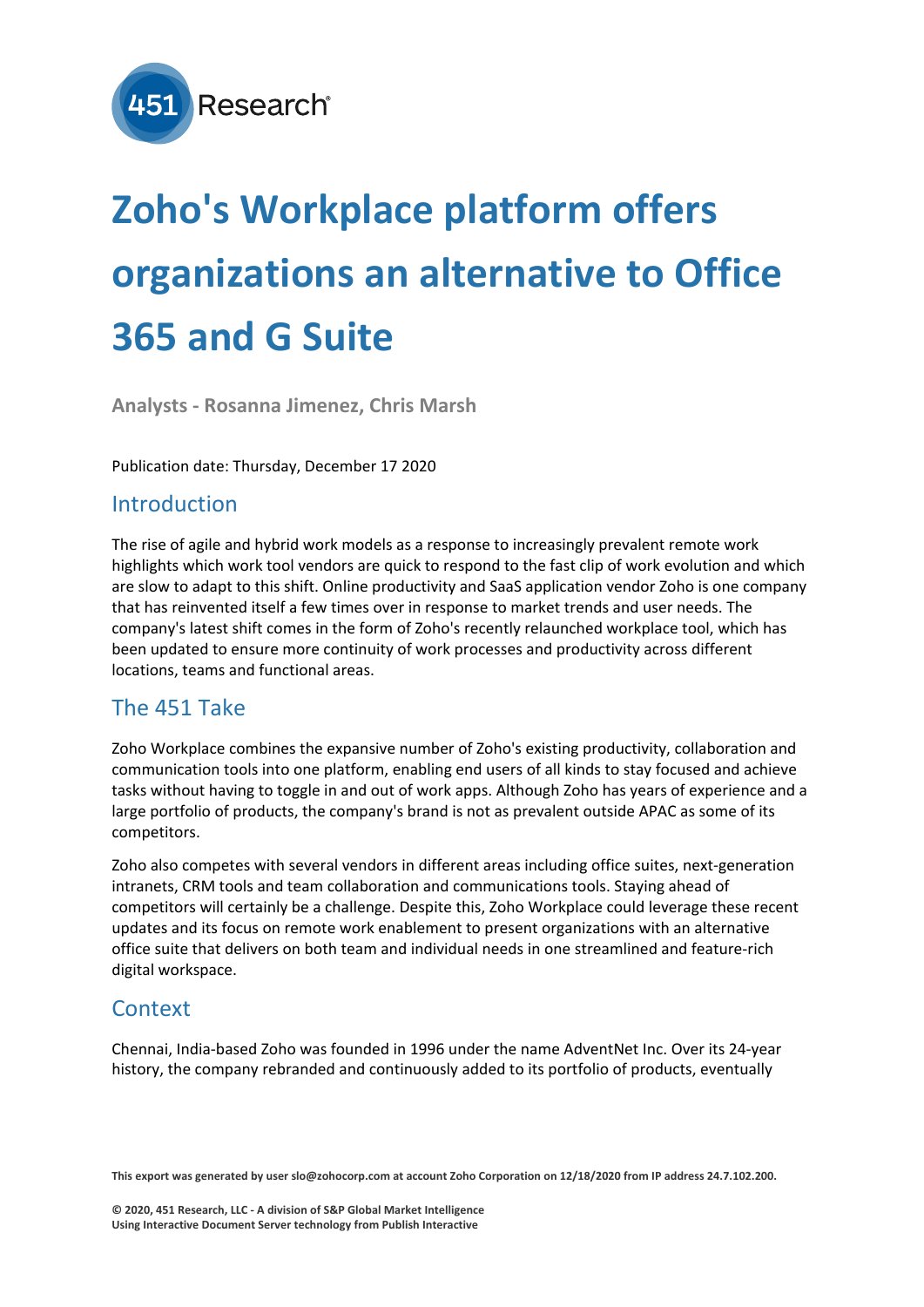# Zoho's Workplace platform offers organizations an alternative to Office 365 and G Suite

**Analysts - Rosanna Jimenez, Chris Marsh**

Publication date: Thursday, December 17 2020

## Introduction

The rise of agile and hybrid work models as a response to increasingly prevalent remote work highlights which work tool vendors are quick to respond to the fast clip of work evolution and which are slow to adapt to this shift. Online productivity and SaaS application vendor Zoho is one company that has reinvented itself a few times over in response to market trends and user needs. The company's latest shift comes in the form of Zoho's recently relaunched workplace tool, which has been updated to ensure more continuity of work processes and productivity across different locations, teams and functional areas.

## The 451 Take

Zoho Workplace combines the expansive number of Zoho's existing productivity, collaboration and communication tools into one platform, enabling end users of all kinds to stay focused and achieve tasks without having to toggle in and out of work apps. Although Zoho has years of experience and a large portfolio of products, the company's brand is not as prevalent outside APAC as some of its competitors.

Zoho also competes with several vendors in different areas including office suites, next-generation intranets, CRM tools and team collaboration and communications tools. Staying ahead of competitors will certainly be a challenge. Despite this, Zoho Workplace could leverage these recent updates and its focus on remote work enablement to present organizations with an alternative office suite that delivers on both team and individual needs in one streamlined and feature-rich digital workspace.

## Context

Chennai, India-based Zoho was founded in 1996 under the name AdventNet Inc. Over its 24-year history, the company rebranded and continuously added to its portfolio of products, eventually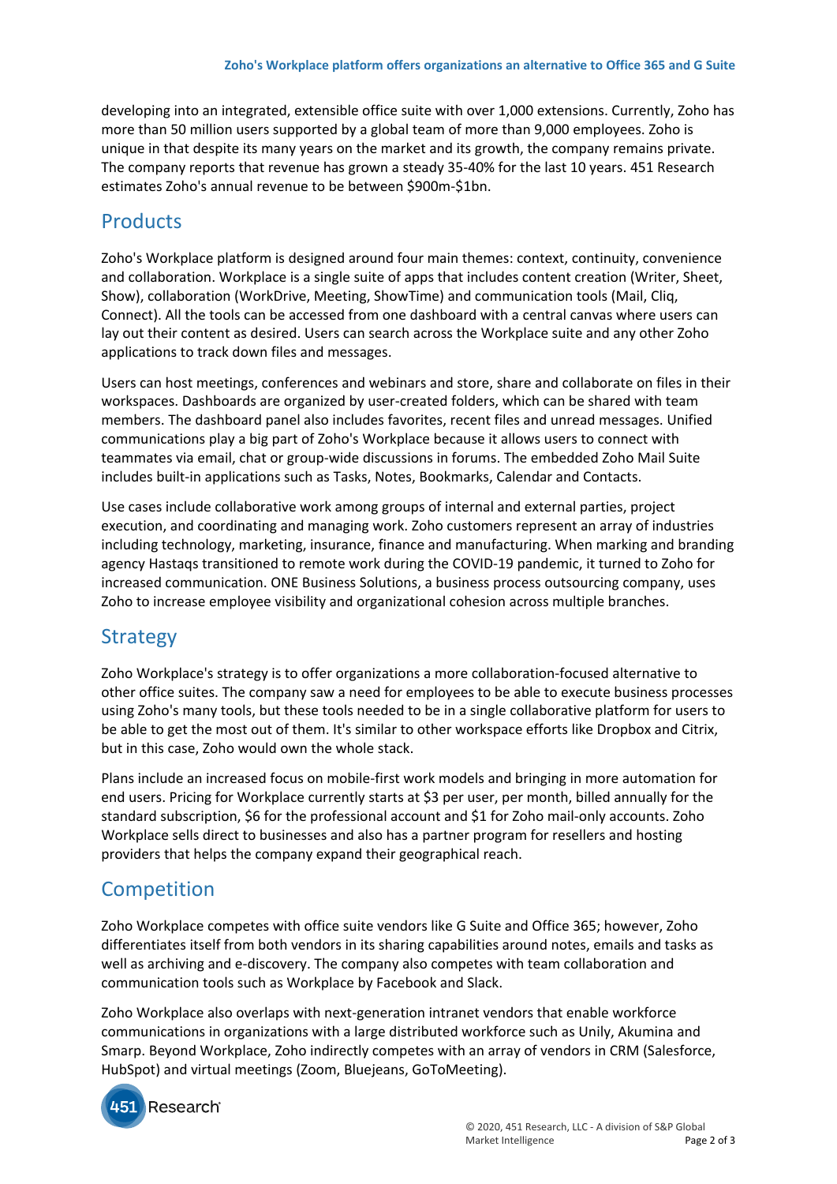developing into an integrated, extensible office suite with over 1,000 extensions. Currently, Zoho has more than 50 million users supported by a global team of more than 9,000 employees. Zoho is unique in that despite its many years on the market and its growth, the company remains private. The company reports that revenue has grown a steady 35-40% for the last 10 years. 451 Research estimates Zoho's annual revenue to be between $900m-$1bn.

## Products

Zoho's Workplace platform is designed around four main themes: context, continuity, convenience and collaboration. Workplace is a single suite of apps that includes content creation (Writer, Sheet, Show), collaboration (WorkDrive, Meeting, ShowTime) and communication tools (Mail, Cliq, Connect). All the tools can be accessed from one dashboard with a central canvas where users can lay out their content as desired. Users can search across the Workplace suite and any other Zoho applications to track down files and messages.

Users can host meetings, conferences and webinars and store, share and collaborate on files in their workspaces. Dashboards are organized by user-created folders, which can be shared with team members. The dashboard panel also includes favorites, recent files and unread messages. Unified communications play a big part of Zoho's Workplace because it allows users to connect with teammates via email, chat or group-wide discussions in forums. The embedded Zoho Mail Suite includes built-in applications such as Tasks, Notes, Bookmarks, Calendar and Contacts.

Use cases include collaborative work among groups of internal and external parties, project execution, and coordinating and managing work. Zoho customers represent an array of industries including technology, marketing, insurance, finance and manufacturing. When marking and branding agency Hastaqs transitioned to remote work during the COVID-19 pandemic, it turned to Zoho for increased communication. ONE Business Solutions, a business process outsourcing company, uses Zoho to increase employee visibility and organizational cohesion across multiple branches.

## Strategy

Zoho Workplace's strategy is to offer organizations a more collaboration-focused alternative to other office suites. The company saw a need for employees to be able to execute business processes using Zoho's many tools, but these tools needed to be in a single collaborative platform for users to be able to get the most out of them. It's similar to other workspace efforts like Dropbox and Citrix, but in this case, Zoho would own the whole stack.

Plans include an increased focus on mobile-first work models and bringing in more automation for end users. Pricing for Workplace currently starts at $3 per user, per month, billed annually for the standard subscription, $6 for the professional account and $1 for Zoho mail-only accounts. Zoho Workplace sells direct to businesses and also has a partner program for resellers and hosting providers that helps the company expand their geographical reach.

## Competition

Zoho Workplace competes with office suite vendors like G Suite and Office 365; however, Zoho differentiates itself from both vendors in its sharing capabilities around notes, emails and tasks as well as archiving and e-discovery. The company also competes with team collaboration and communication tools such as Workplace by Facebook and Slack.

Zoho Workplace also overlaps with next-generation intranet vendors that enable workforce communications in organizations with a large distributed workforce such as Unily, Akumina and Smarp. Beyond Workplace, Zoho indirectly competes with an array of vendors in CRM (Salesforce, HubSpot) and virtual meetings (Zoom, Bluejeans, GoToMeeting).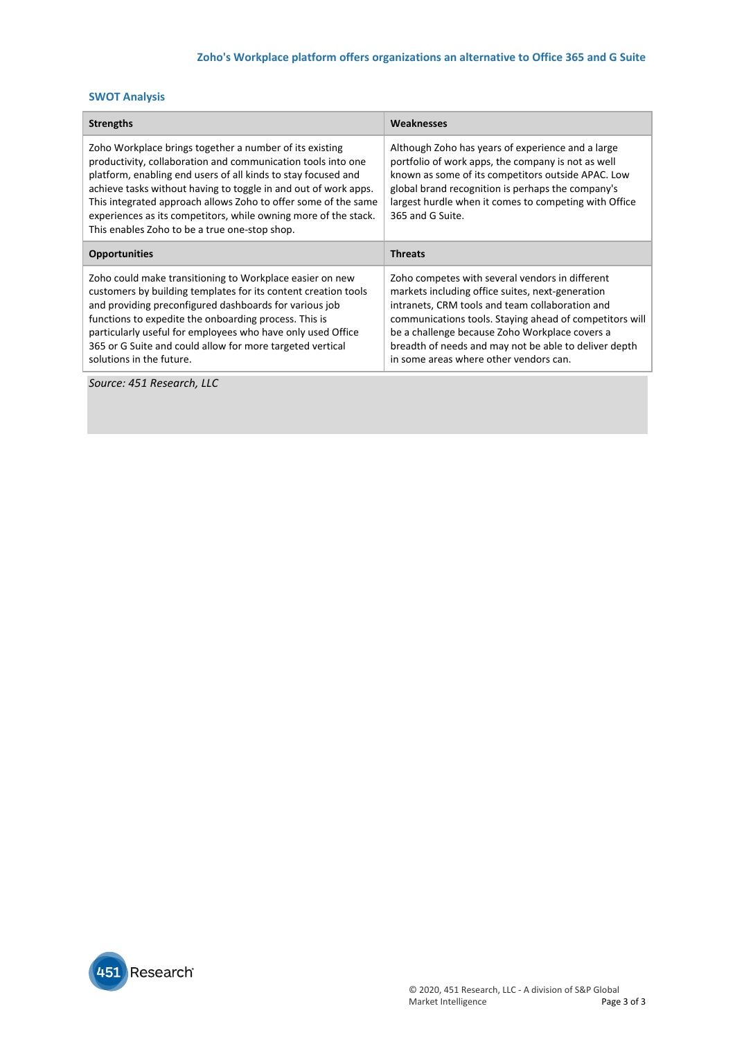## SWOT Analysis

| Strengths | Weaknesses |
|---|---|
| Zoho Workplace brings together a number of its existing productivity, collaboration and communication tools into one platform, enabling end users of all kinds to stay focused and achieve tasks without having to toggle in and out of work apps. This integrated approach allows Zoho to offer some of the same experiences as its competitors, while owning more of the stack. This enables Zoho to be a true one-stop shop. | Although Zoho has years of experience and a large portfolio of work apps, the company is not as well known as some of its competitors outside APAC. Low global brand recognition is perhaps the company's largest hurdle when it comes to competing with Office 365 and G Suite. |
| **Opportunities** | **Threats** |
| Zoho could make transitioning to Workplace easier on new customers by building templates for its content creation tools and providing preconfigured dashboards for various job functions to expedite the onboarding process. This is particularly useful for employees who have only used Office 365 or G Suite and could allow for more targeted vertical solutions in the future. | Zoho competes with several vendors in different markets including office suites, next-generation intranets, CRM tools and team collaboration and communications tools. Staying ahead of competitors will be a challenge because Zoho Workplace covers a breadth of needs and may not be able to deliver depth in some areas where other vendors can. |

*Source: 451 Research, LLC*

© 2020, 451 Research, LLC - A division of S&P Global Market Intelligence